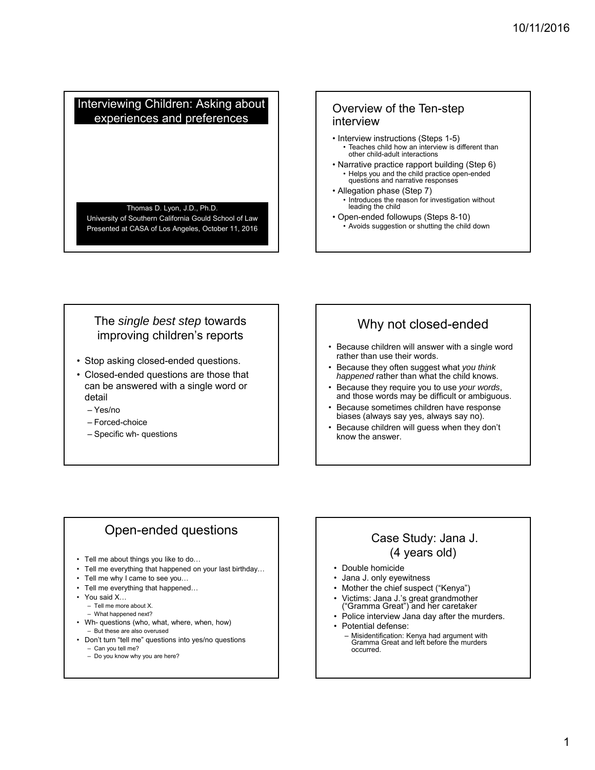# Interviewing Children: Asking about experiences and preferences

Thomas D. Lyon, J.D., Ph.D.
University of Southern California Gould School of Law
Presented at CASA of Los Angeles, October 11, 2016

## Overview of the Ten-step interview

- Interview instructions (Steps 1-5)
  - Teaches child how an interview is different than other child-adult interactions
- Narrative practice rapport building (Step 6)
  - Helps you and the child practice open-ended questions and narrative responses
- Allegation phase (Step 7)
  - Introduces the reason for investigation without leading the child
- Open-ended followups (Steps 8-10)
  - Avoids suggestion or shutting the child down

## The *single best step* towards improving children's reports

- Stop asking closed-ended questions.
- Closed-ended questions are those that can be answered with a single word or detail
  - Yes/no
  - Forced-choice
  - Specific wh- questions

## Why not closed-ended

- Because children will answer with a single word rather than use their words.
- Because they often suggest what *you think happened* rather than what the child knows.
- Because they require you to use *your words*, and those words may be difficult or ambiguous.
- Because sometimes children have response biases (always say yes, always say no).
- Because children will guess when they don't know the answer.

## Open-ended questions

- Tell me about things you like to do…
- Tell me everything that happened on your last birthday…
- Tell me why I came to see you…
- Tell me everything that happened…
- You said X…
  - Tell me more about X.
  - What happened next?
- Wh- questions (who, what, where, when, how)
  - But these are also overused
- Don't turn "tell me" questions into yes/no questions
  - Can you tell me?
  - Do you know why you are here?

## Case Study: Jana J. (4 years old)

- Double homicide
- Jana J. only eyewitness
- Mother the chief suspect ("Kenya")
- Victims: Jana J.'s great grandmother ("Gramma Great") and her caretaker
- Police interview Jana day after the murders.
- Potential defense:
  - Misidentification: Kenya had argument with Gramma Great and left before the murders occurred.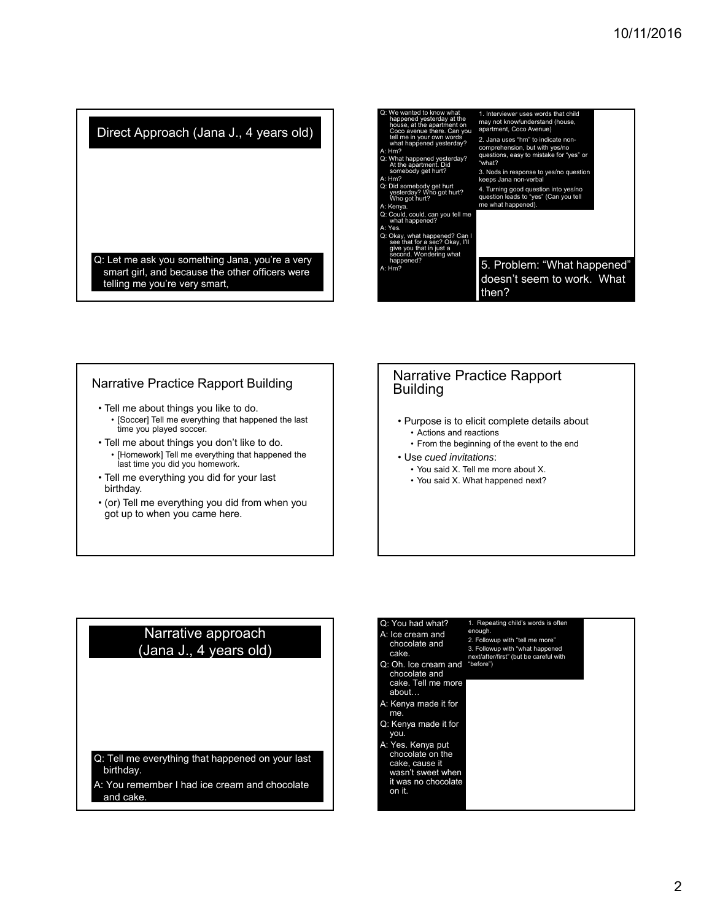## Direct Approach (Jana J., 4 years old)

Q: Let me ask you something Jana, you're a very smart girl, and because the other officers were telling me you're very smart,

---

Q: We wanted to know what happened yesterday at the house, at the apartment on Coco avenue there. Can you tell me in your own words what happened yesterday?

A: Hm?

Q: What happened yesterday? At the apartment. Did somebody get hurt?

A: Hm?

Q: Did somebody get hurt yesterday? Who got hurt? Who got hurt?

A: Kenya.

Q: Could, could, can you tell me what happened?

A: Yes.

Q: Okay, what happened? Can I see that for a sec? Okay, I'll give you that in just a second. Wondering what happened?

A: Hm?

1. Interviewer uses words that child may not know/understand (house, apartment, Coco Avenue)
2. Jana uses "hm" to indicate non-comprehension, but with yes/no questions, easy to mistake for "yes" or "what?"
3. Nods in response to yes/no question keeps Jana non-verbal
4. Turning good question into yes/no question leads to "yes" (Can you tell me what happened).

5. Problem: "What happened" doesn't seem to work. What then?

---

## Narrative Practice Rapport Building

- Tell me about things you like to do.
  - [Soccer] Tell me everything that happened the last time you played soccer.
- Tell me about things you don't like to do.
  - [Homework] Tell me everything that happened the last time you did you homework.
- Tell me everything you did for your last birthday.
- (or) Tell me everything you did from when you got up to when you came here.

---

## Narrative Practice Rapport Building

- Purpose is to elicit complete details about
  - Actions and reactions
  - From the beginning of the event to the end
- Use *cued invitations*:
  - You said X. Tell me more about X.
  - You said X. What happened next?

---

## Narrative approach (Jana J., 4 years old)

Q: Tell me everything that happened on your last birthday.

A: You remember I had ice cream and chocolate and cake.

---

Q: You had what?

A: Ice cream and chocolate and cake.

Q: Oh. Ice cream and chocolate and cake. Tell me more about…

A: Kenya made it for me.

Q: Kenya made it for you.

A: Yes. Kenya put chocolate on the cake, cause it wasn't sweet when it was no chocolate on it.

1. Repeating child's words is often enough.
2. Followup with "tell me more"
3. Followup with "what happened next/after/first" (but be careful with "before")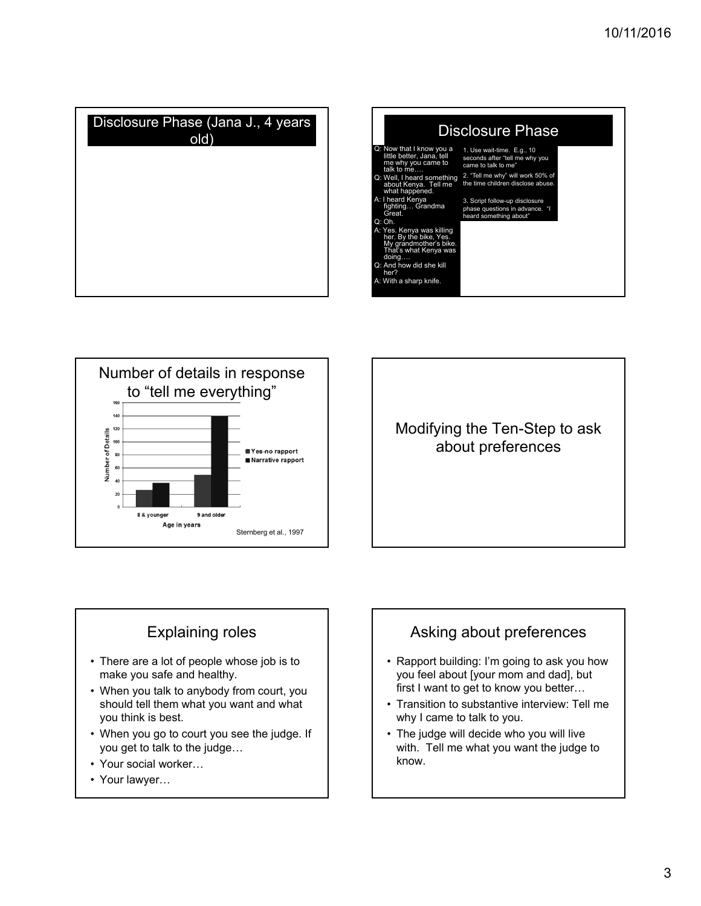## Disclosure Phase (Jana J., 4 years old)

## Disclosure Phase

Q: Now that I know you a little better, Jana, tell me why you came to talk to me….

Q: Well, I heard something about Kenya. Tell me what happened.

A: I heard Kenya fighting… Grandma Great.

Q: Oh.

A: Yes. Kenya was killing her. By the bike, Yes. My grandmother's bike. That's what Kenya was doing….

Q: And how did she kill her?

A: With a sharp knife.

1. Use wait-time. E.g., 10 seconds after "tell me why you came to talk to me"
2. "Tell me why" will work 50% of the time children disclose abuse.
3. Script follow-up disclosure phase questions in advance. "I heard something about"

## Number of details in response to "tell me everything"

| Age in years | Yes-no rapport | Narrative rapport |
| --- | --- | --- |
| 8 & younger | ~26 | ~37 |
| 9 and older | ~49 | ~140 |

Y-axis: Number of Details

Sternberg et al., 1997

## Modifying the Ten-Step to ask about preferences

## Explaining roles

- There are a lot of people whose job is to make you safe and healthy.
- When you talk to anybody from court, you should tell them what you want and what you think is best.
- When you go to court you see the judge. If you get to talk to the judge…
- Your social worker…
- Your lawyer…

## Asking about preferences

- Rapport building: I'm going to ask you how you feel about [your mom and dad], but first I want to get to know you better…
- Transition to substantive interview: Tell me why I came to talk to you.
- The judge will decide who you will live with. Tell me what you want the judge to know.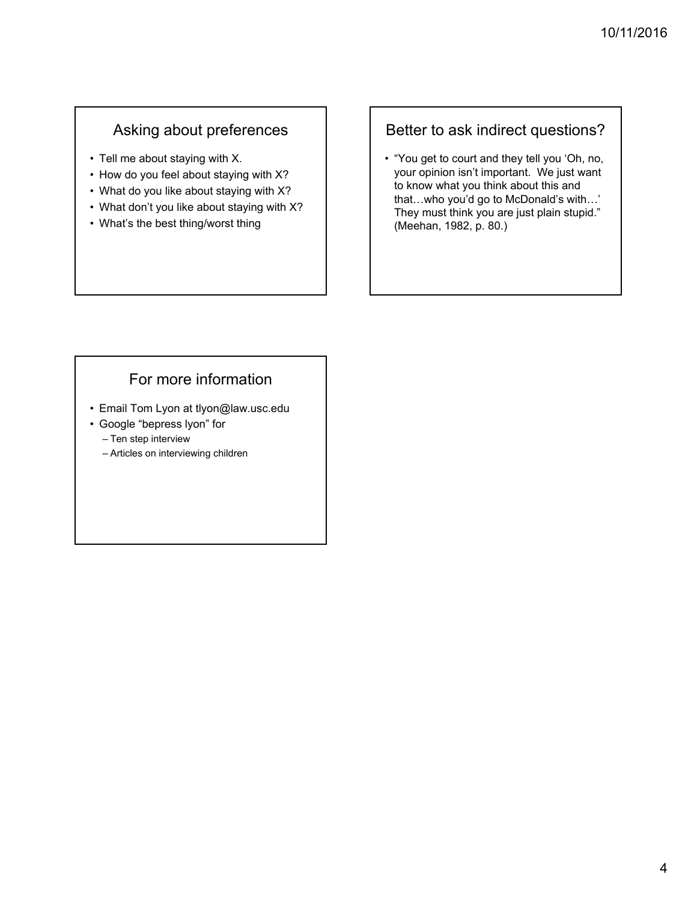## Asking about preferences

- Tell me about staying with X.
- How do you feel about staying with X?
- What do you like about staying with X?
- What don't you like about staying with X?
- What's the best thing/worst thing

## Better to ask indirect questions?

- "You get to court and they tell you 'Oh, no, your opinion isn't important. We just want to know what you think about this and that…who you'd go to McDonald's with…' They must think you are just plain stupid." (Meehan, 1982, p. 80.)

## For more information

- Email Tom Lyon at tlyon@law.usc.edu
- Google "bepress lyon" for
  - Ten step interview
  - Articles on interviewing children